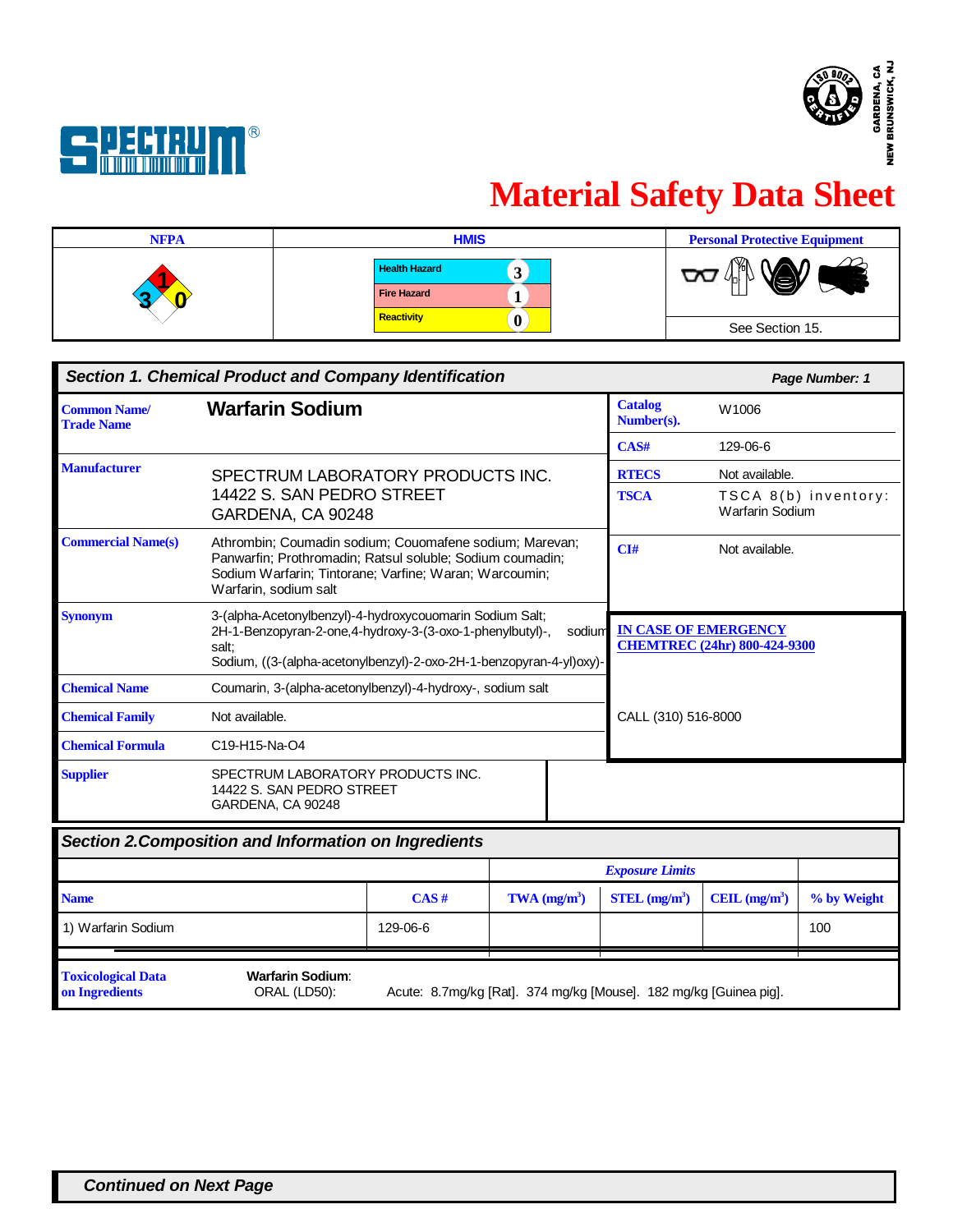# Material Safety Data Sheet

| NFPA | HMIS | Personal Protective Equipment |
|---|---|---|
| Health: 3, Fire: 1, Reactivity: 0 | Health Hazard: 3<br>Fire Hazard: 1<br>Reactivity: 0 | See Section 15. |

## Section 1. Chemical Product and Company Identification

| | | | |
|---|---|---|---|
| **Common Name/ Trade Name** | **Warfarin Sodium** | **Catalog Number(s).** | W1006 |
| | | **CAS#** | 129-06-6 |
| **Manufacturer** | SPECTRUM LABORATORY PRODUCTS INC.<br>14422 S. SAN PEDRO STREET<br>GARDENA, CA 90248 | **RTECS** | Not available. |
| | | **TSCA** | TSCA 8(b) inventory: Warfarin Sodium |
| **Commercial Name(s)** | Athrombin; Coumadin sodium; Couomafene sodium; Marevan; Panwarfin; Prothromadin; Ratsul soluble; Sodium coumadin; Sodium Warfarin; Tintorane; Varfine; Waran; Warcoumin; Warfarin, sodium salt | **CI#** | Not available. |
| **Synonym** | 3-(alpha-Acetonylbenzyl)-4-hydroxycouomarin Sodium Salt; 2H-1-Benzopyran-2-one,4-hydroxy-3-(3-oxo-1-phenylbutyl)-, sodium salt; Sodium, ((3-(alpha-acetonylbenzyl)-2-oxo-2H-1-benzopyran-4-yl)oxy)- | **IN CASE OF EMERGENCY CHEMTREC (24hr) 800-424-9300** | |
| **Chemical Name** | Coumarin, 3-(alpha-acetonylbenzyl)-4-hydroxy-, sodium salt | | |
| **Chemical Family** | Not available. | CALL (310) 516-8000 | |
| **Chemical Formula** | C19-H15-Na-O4 | | |
| **Supplier** | SPECTRUM LABORATORY PRODUCTS INC.<br>14422 S. SAN PEDRO STREET<br>GARDENA, CA 90248 | | |

## Section 2.Composition and Information on Ingredients

| | | *Exposure Limits* | | | |
|---|---|---|---|---|---|
| **Name** | **CAS #** | **TWA ($mg/m^3$)** | **STEL ($mg/m^3$)** | **CEIL ($mg/m^3$)** | **% by Weight** |
| 1) Warfarin Sodium | 129-06-6 | | | | 100 |

**Toxicological Data on Ingredients**

**Warfarin Sodium**: ORAL (LD50): Acute: 8.7mg/kg [Rat]. 374 mg/kg [Mouse]. 182 mg/kg [Guinea pig].

***Continued on Next Page***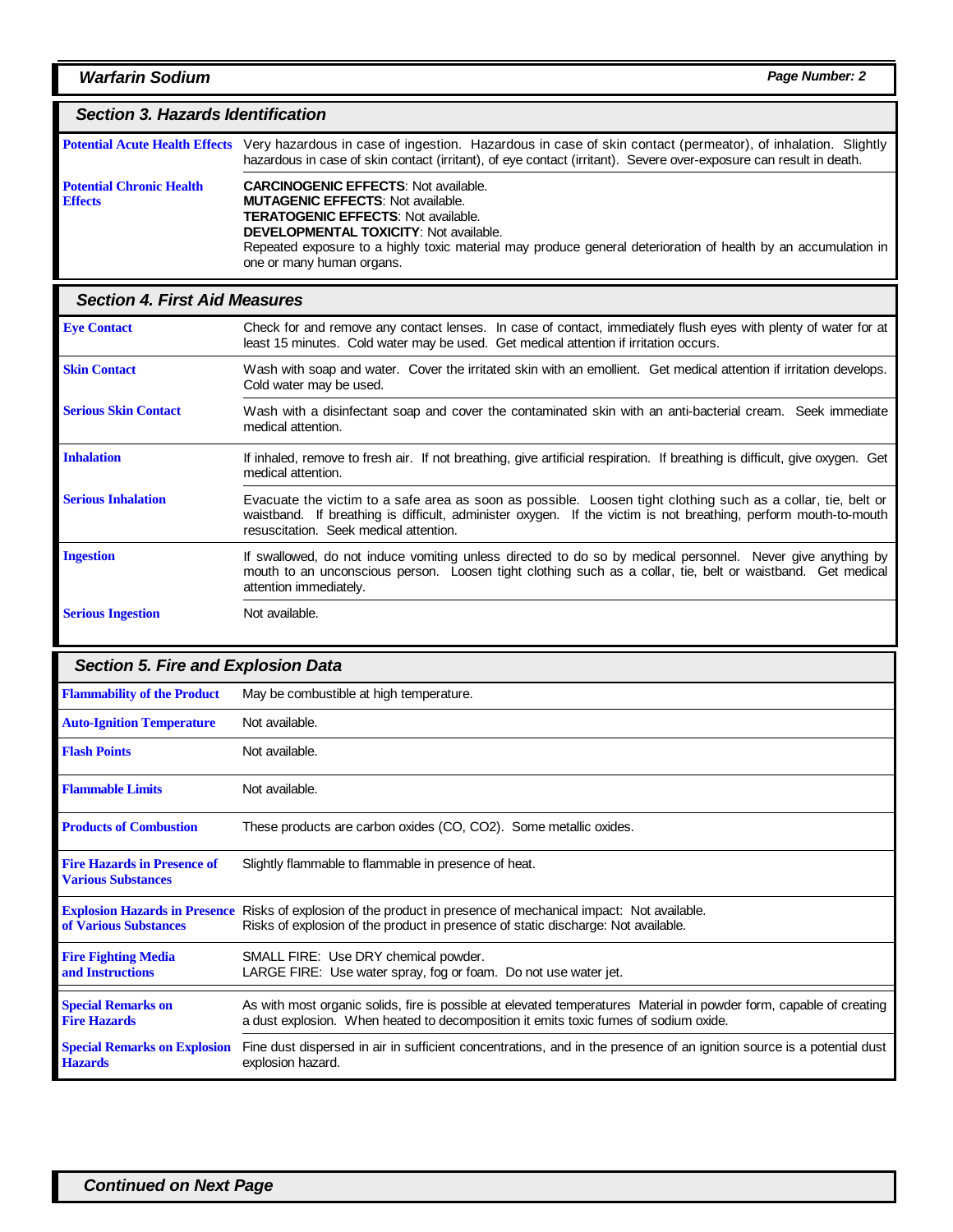## Section 3. Hazards Identification

| | |
|---|---|
| **Potential Acute Health Effects** | Very hazardous in case of ingestion. Hazardous in case of skin contact (permeator), of inhalation. Slightly hazardous in case of skin contact (irritant), of eye contact (irritant). Severe over-exposure can result in death. |
| **Potential Chronic Health Effects** | **CARCINOGENIC EFFECTS**: Not available.<br>**MUTAGENIC EFFECTS**: Not available.<br>**TERATOGENIC EFFECTS**: Not available.<br>**DEVELOPMENTAL TOXICITY**: Not available.<br>Repeated exposure to a highly toxic material may produce general deterioration of health by an accumulation in one or many human organs. |

## Section 4. First Aid Measures

| | |
|---|---|
| **Eye Contact** | Check for and remove any contact lenses. In case of contact, immediately flush eyes with plenty of water for at least 15 minutes. Cold water may be used. Get medical attention if irritation occurs. |
| **Skin Contact** | Wash with soap and water. Cover the irritated skin with an emollient. Get medical attention if irritation develops. Cold water may be used. |
| **Serious Skin Contact** | Wash with a disinfectant soap and cover the contaminated skin with an anti-bacterial cream. Seek immediate medical attention. |
| **Inhalation** | If inhaled, remove to fresh air. If not breathing, give artificial respiration. If breathing is difficult, give oxygen. Get medical attention. |
| **Serious Inhalation** | Evacuate the victim to a safe area as soon as possible. Loosen tight clothing such as a collar, tie, belt or waistband. If breathing is difficult, administer oxygen. If the victim is not breathing, perform mouth-to-mouth resuscitation. Seek medical attention. |
| **Ingestion** | If swallowed, do not induce vomiting unless directed to do so by medical personnel. Never give anything by mouth to an unconscious person. Loosen tight clothing such as a collar, tie, belt or waistband. Get medical attention immediately. |
| **Serious Ingestion** | Not available. |

## Section 5. Fire and Explosion Data

| | |
|---|---|
| **Flammability of the Product** | May be combustible at high temperature. |
| **Auto-Ignition Temperature** | Not available. |
| **Flash Points** | Not available. |
| **Flammable Limits** | Not available. |
| **Products of Combustion** | These products are carbon oxides (CO, $CO_2$). Some metallic oxides. |
| **Fire Hazards in Presence of Various Substances** | Slightly flammable to flammable in presence of heat. |
| **Explosion Hazards in Presence of Various Substances** | Risks of explosion of the product in presence of mechanical impact: Not available.<br>Risks of explosion of the product in presence of static discharge: Not available. |
| **Fire Fighting Media and Instructions** | SMALL FIRE: Use DRY chemical powder.<br>LARGE FIRE: Use water spray, fog or foam. Do not use water jet. |
| **Special Remarks on Fire Hazards** | As with most organic solids, fire is possible at elevated temperatures Material in powder form, capable of creating a dust explosion. When heated to decomposition it emits toxic fumes of sodium oxide. |
| **Special Remarks on Explosion Hazards** | Fine dust dispersed in air in sufficient concentrations, and in the presence of an ignition source is a potential dust explosion hazard. |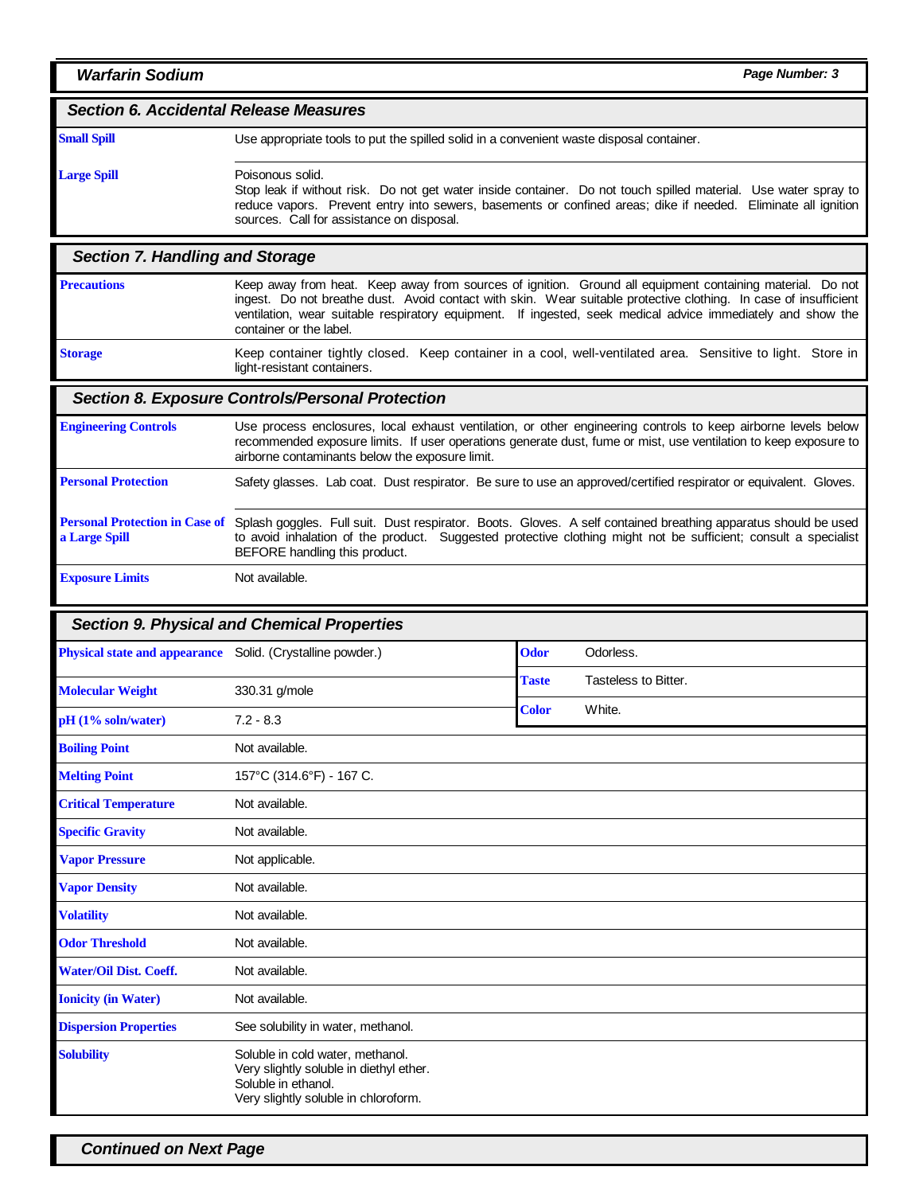## Section 6. Accidental Release Measures

| | |
|---|---|
| **Small Spill** | Use appropriate tools to put the spilled solid in a convenient waste disposal container. |
| **Large Spill** | Poisonous solid. Stop leak if without risk. Do not get water inside container. Do not touch spilled material. Use water spray to reduce vapors. Prevent entry into sewers, basements or confined areas; dike if needed. Eliminate all ignition sources. Call for assistance on disposal. |

## Section 7. Handling and Storage

| | |
|---|---|
| **Precautions** | Keep away from heat. Keep away from sources of ignition. Ground all equipment containing material. Do not ingest. Do not breathe dust. Avoid contact with skin. Wear suitable protective clothing. In case of insufficient ventilation, wear suitable respiratory equipment. If ingested, seek medical advice immediately and show the container or the label. |
| **Storage** | Keep container tightly closed. Keep container in a cool, well-ventilated area. Sensitive to light. Store in light-resistant containers. |

## Section 8. Exposure Controls/Personal Protection

| | |
|---|---|
| **Engineering Controls** | Use process enclosures, local exhaust ventilation, or other engineering controls to keep airborne levels below recommended exposure limits. If user operations generate dust, fume or mist, use ventilation to keep exposure to airborne contaminants below the exposure limit. |
| **Personal Protection** | Safety glasses. Lab coat. Dust respirator. Be sure to use an approved/certified respirator or equivalent. Gloves. |
| **Personal Protection in Case of a Large Spill** | Splash goggles. Full suit. Dust respirator. Boots. Gloves. A self contained breathing apparatus should be used to avoid inhalation of the product. Suggested protective clothing might not be sufficient; consult a specialist BEFORE handling this product. |
| **Exposure Limits** | Not available. |

## Section 9. Physical and Chemical Properties

| | | | |
|---|---|---|---|
| **Physical state and appearance** | Solid. (Crystalline powder.) | **Odor** | Odorless. |
| **Molecular Weight** | 330.31 g/mole | **Taste** | Tasteless to Bitter. |
| **pH (1% soln/water)** | 7.2 - 8.3 | **Color** | White. |

| | |
|---|---|
| **Boiling Point** | Not available. |
| **Melting Point** | 157°C (314.6°F) - 167 C. |
| **Critical Temperature** | Not available. |
| **Specific Gravity** | Not available. |
| **Vapor Pressure** | Not applicable. |
| **Vapor Density** | Not available. |
| **Volatility** | Not available. |
| **Odor Threshold** | Not available. |
| **Water/Oil Dist. Coeff.** | Not available. |
| **Ionicity (in Water)** | Not available. |
| **Dispersion Properties** | See solubility in water, methanol. |
| **Solubility** | Soluble in cold water, methanol.<br>Very slightly soluble in diethyl ether.<br>Soluble in ethanol.<br>Very slightly soluble in chloroform. |

**Continued on Next Page**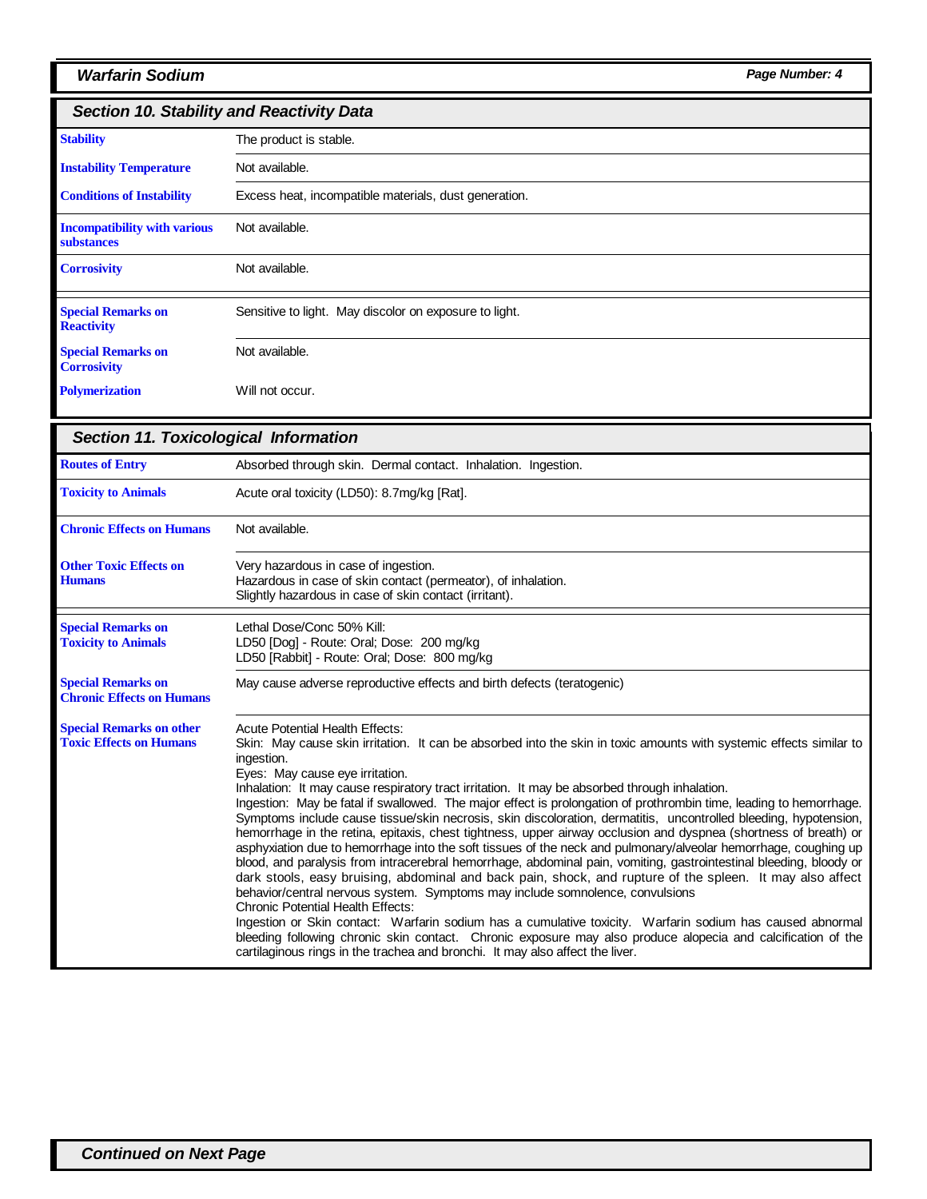## Section 10. Stability and Reactivity Data

| | |
|---|---|
| **Stability** | The product is stable. |
| **Instability Temperature** | Not available. |
| **Conditions of Instability** | Excess heat, incompatible materials, dust generation. |
| **Incompatibility with various substances** | Not available. |
| **Corrosivity** | Not available. |
| **Special Remarks on Reactivity** | Sensitive to light. May discolor on exposure to light. |
| **Special Remarks on Corrosivity** | Not available. |
| **Polymerization** | Will not occur. |

## Section 11. Toxicological Information

| | |
|---|---|
| **Routes of Entry** | Absorbed through skin. Dermal contact. Inhalation. Ingestion. |
| **Toxicity to Animals** | Acute oral toxicity (LD50): 8.7mg/kg [Rat]. |
| **Chronic Effects on Humans** | Not available. |
| **Other Toxic Effects on Humans** | Very hazardous in case of ingestion.<br>Hazardous in case of skin contact (permeator), of inhalation.<br>Slightly hazardous in case of skin contact (irritant). |
| **Special Remarks on Toxicity to Animals** | Lethal Dose/Conc 50% Kill:<br>LD50 [Dog] - Route: Oral; Dose: 200 mg/kg<br>LD50 [Rabbit] - Route: Oral; Dose: 800 mg/kg |
| **Special Remarks on Chronic Effects on Humans** | May cause adverse reproductive effects and birth defects (teratogenic) |
| **Special Remarks on other Toxic Effects on Humans** | Acute Potential Health Effects:<br>Skin: May cause skin irritation. It can be absorbed into the skin in toxic amounts with systemic effects similar to ingestion.<br>Eyes: May cause eye irritation.<br>Inhalation: It may cause respiratory tract irritation. It may be absorbed through inhalation.<br>Ingestion: May be fatal if swallowed. The major effect is prolongation of prothrombin time, leading to hemorrhage. Symptoms include cause tissue/skin necrosis, skin discoloration, dermatitis, uncontrolled bleeding, hypotension, hemorrhage in the retina, epitaxis, chest tightness, upper airway occlusion and dyspnea (shortness of breath) or asphyxiation due to hemorrhage into the soft tissues of the neck and pulmonary/alveolar hemorrhage, coughing up blood, and paralysis from intracerebral hemorrhage, abdominal pain, vomiting, gastrointestinal bleeding, bloody or dark stools, easy bruising, abdominal and back pain, shock, and rupture of the spleen. It may also affect behavior/central nervous system. Symptoms may include somnolence, convulsions<br>Chronic Potential Health Effects:<br>Ingestion or Skin contact: Warfarin sodium has a cumulative toxicity. Warfarin sodium has caused abnormal bleeding following chronic skin contact. Chronic exposure may also produce alopecia and calcification of the cartilaginous rings in the trachea and bronchi. It may also affect the liver. |

*Continued on Next Page*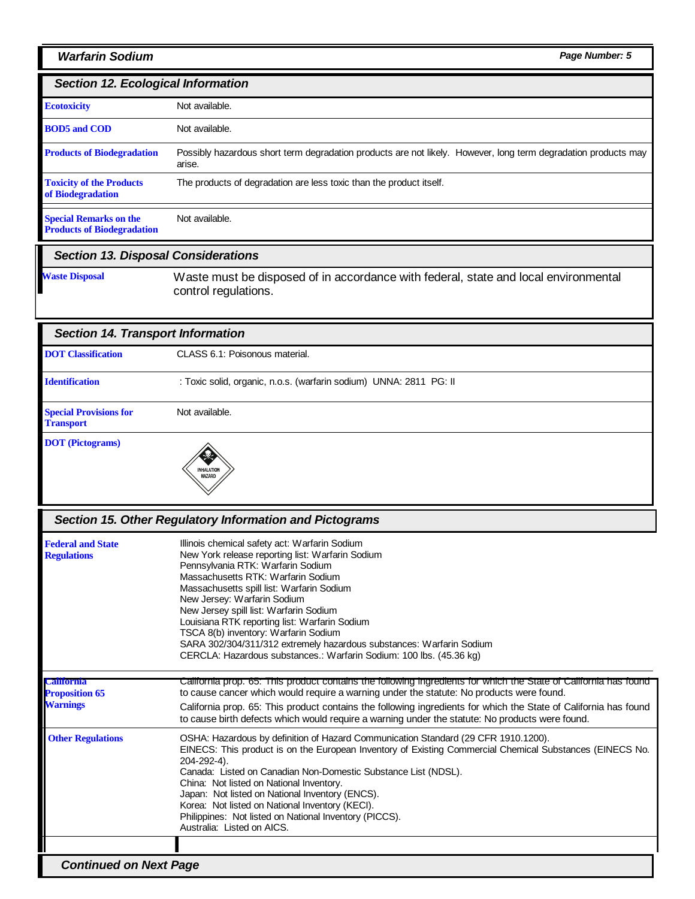## Section 12. Ecological Information

| | |
|---|---|
| **Ecotoxicity** | Not available. |
| **BOD5 and COD** | Not available. |
| **Products of Biodegradation** | Possibly hazardous short term degradation products are not likely. However, long term degradation products may arise. |
| **Toxicity of the Products of Biodegradation** | The products of degradation are less toxic than the product itself. |
| **Special Remarks on the Products of Biodegradation** | Not available. |

## Section 13. Disposal Considerations

| | |
|---|---|
| **Waste Disposal** | Waste must be disposed of in accordance with federal, state and local environmental control regulations. |

## Section 14. Transport Information

| | |
|---|---|
| **DOT Classification** | CLASS 6.1: Poisonous material. |
| **Identification** | : Toxic solid, organic, n.o.s. (warfarin sodium) UNNA: 2811 PG: II |
| **Special Provisions for Transport** | Not available. |
| **DOT (Pictograms)** | INHALATION HAZARD |

## Section 15. Other Regulatory Information and Pictograms

**Federal and State Regulations**

Illinois chemical safety act: Warfarin Sodium
New York release reporting list: Warfarin Sodium
Pennsylvania RTK: Warfarin Sodium
Massachusetts RTK: Warfarin Sodium
Massachusetts spill list: Warfarin Sodium
New Jersey: Warfarin Sodium
New Jersey spill list: Warfarin Sodium
Louisiana RTK reporting list: Warfarin Sodium
TSCA 8(b) inventory: Warfarin Sodium
SARA 302/304/311/312 extremely hazardous substances: Warfarin Sodium
CERCLA: Hazardous substances.: Warfarin Sodium: 100 lbs. (45.36 kg)

**California Proposition 65 Warnings**

California prop. 65: This product contains the following ingredients for which the State of California has found to cause cancer which would require a warning under the statute: No products were found.

California prop. 65: This product contains the following ingredients for which the State of California has found to cause birth defects which would require a warning under the statute: No products were found.

**Other Regulations**

OSHA: Hazardous by definition of Hazard Communication Standard (29 CFR 1910.1200).
EINECS: This product is on the European Inventory of Existing Commercial Chemical Substances (EINECS No. 204-292-4).
Canada: Listed on Canadian Non-Domestic Substance List (NDSL).
China: Not listed on National Inventory.
Japan: Not listed on National Inventory (ENCS).
Korea: Not listed on National Inventory (KECI).
Philippines: Not listed on National Inventory (PICCS).
Australia: Listed on AICS.

*Continued on Next Page*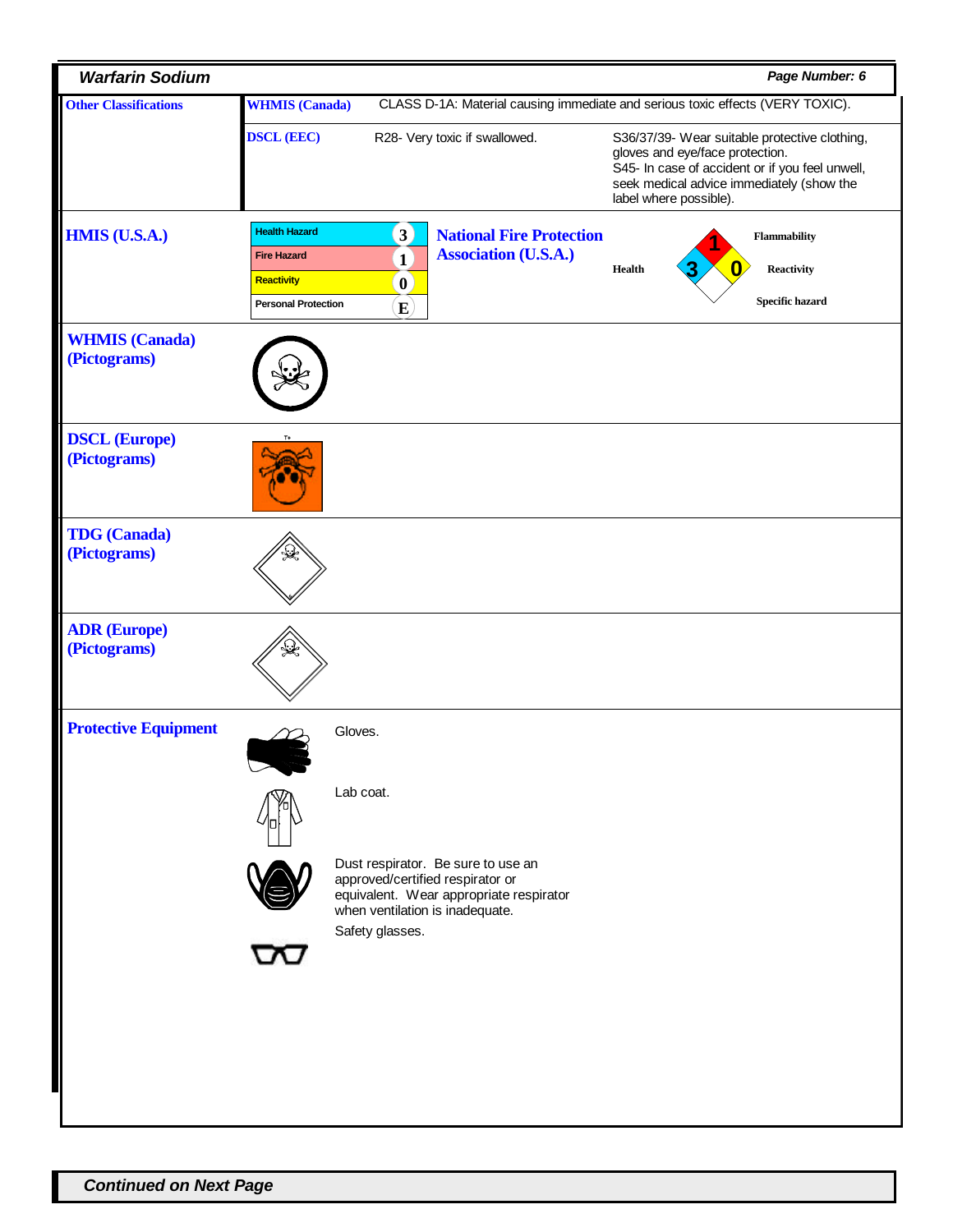## Warfarin Sodium

### Other Classifications

| | | |
|---|---|---|
| **WHMIS (Canada)** | CLASS D-1A: Material causing immediate and serious toxic effects (VERY TOXIC). | |
| **DSCL (EEC)** | R28- Very toxic if swallowed. | S36/37/39- Wear suitable protective clothing, gloves and eye/face protection. S45- In case of accident or if you feel unwell, seek medical advice immediately (show the label where possible). |

### HMIS (U.S.A.)

| | |
|---|---|
| Health Hazard | 3 |
| Fire Hazard | 1 |
| Reactivity | 0 |
| Personal Protection | E |

### National Fire Protection Association (U.S.A.)

- Flammability: 1
- Health: 3
- Reactivity: 0
- Specific hazard:

### WHMIS (Canada) (Pictograms)

### DSCL (Europe) (Pictograms)

T+

### TDG (Canada) (Pictograms)

### ADR (Europe) (Pictograms)

### Protective Equipment

Gloves.

Lab coat.

Dust respirator. Be sure to use an approved/certified respirator or equivalent. Wear appropriate respirator when ventilation is inadequate.

Safety glasses.

**Continued on Next Page**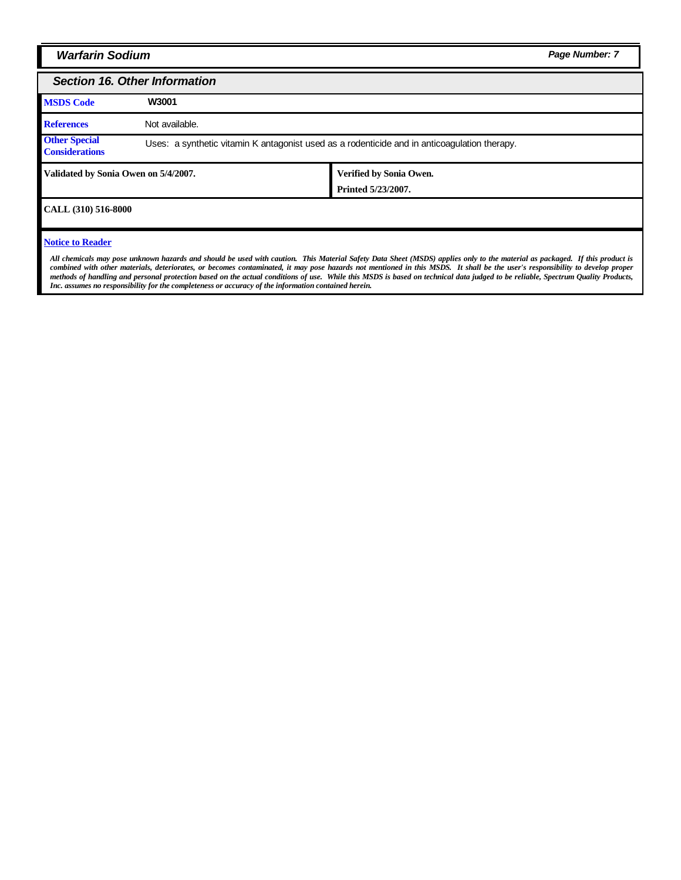## Section 16. Other Information

| | |
|---|---|
| **MSDS Code** | W3001 |
| **References** | Not available. |
| **Other Special Considerations** | Uses: a synthetic vitamin K antagonist used as a rodenticide and in anticoagulation therapy. |

| | |
|---|---|
| **Validated by Sonia Owen on 5/4/2007.** | **Verified by Sonia Owen.** **Printed 5/23/2007.** |

**CALL (310) 516-8000**

**Notice to Reader**

***All chemicals may pose unknown hazards and should be used with caution. This Material Safety Data Sheet (MSDS) applies only to the material as packaged. If this product is combined with other materials, deteriorates, or becomes contaminated, it may pose hazards not mentioned in this MSDS. It shall be the user's responsibility to develop proper methods of handling and personal protection based on the actual conditions of use. While this MSDS is based on technical data judged to be reliable, Spectrum Quality Products, Inc. assumes no responsibility for the completeness or accuracy of the information contained herein.***